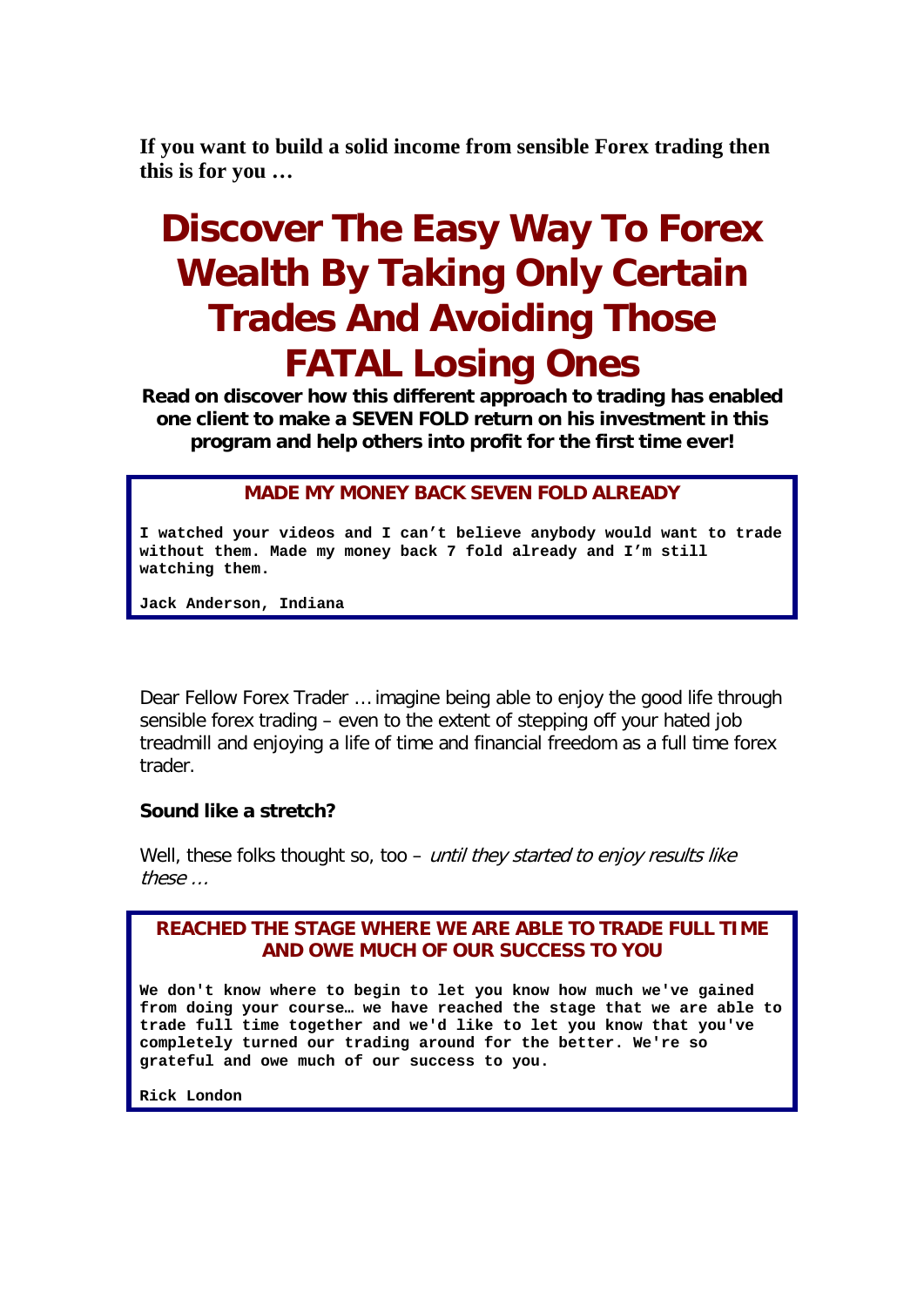**If you want to build a solid income from sensible Forex trading then this is for you …**

# Discover The Easy Way To Forex Wealth By Taking Only Certain Trades And Avoiding Those FATAL Losing Ones

**Read on discover how this different approach to trading has enabled one client to make a SEVEN FOLD return on his investment in this program and help others into profit for the first time ever!**

> **MADE MY MONEY BACK SEVEN FOLD ALREADY**
>
> **I watched your videos and I can't believe anybody would want to trade without them. Made my money back 7 fold already and I'm still watching them.**
>
> **Jack Anderson, Indiana**

Dear Fellow Forex Trader … imagine being able to enjoy the good life through sensible forex trading – even to the extent of stepping off your hated job treadmill and enjoying a life of time and financial freedom as a full time forex trader.

**Sound like a stretch?**

Well, these folks thought so, too – *until they started to enjoy results like these …*

> **REACHED THE STAGE WHERE WE ARE ABLE TO TRADE FULL TIME AND OWE MUCH OF OUR SUCCESS TO YOU**
>
> **We don't know where to begin to let you know how much we've gained from doing your course… we have reached the stage that we are able to trade full time together and we'd like to let you know that you've completely turned our trading around for the better. We're so grateful and owe much of our success to you.**
>
> **Rick London**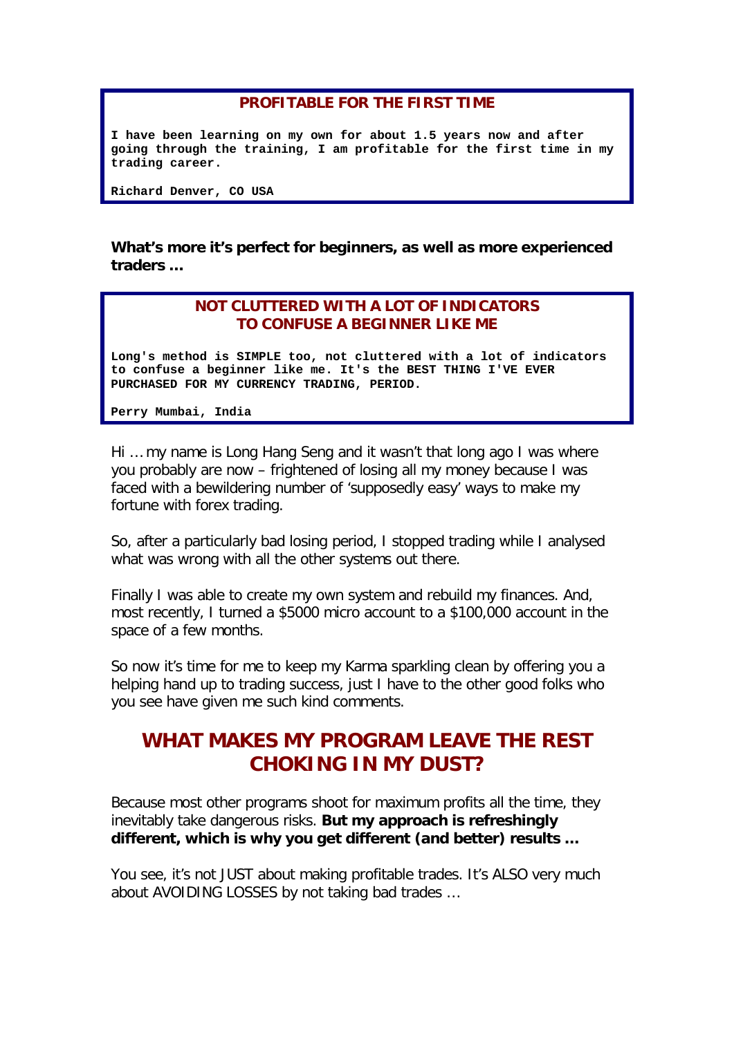**PROFITABLE FOR THE FIRST TIME**

**I have been learning on my own for about 1.5 years now and after going through the training, I am profitable for the first time in my trading career.**

**Richard Denver, CO USA**

**What's more it's perfect for beginners, as well as more experienced traders …**

**NOT CLUTTERED WITH A LOT OF INDICATORS TO CONFUSE A BEGINNER LIKE ME**

**Long's method is SIMPLE too, not cluttered with a lot of indicators to confuse a beginner like me. It's the BEST THING I'VE EVER PURCHASED FOR MY CURRENCY TRADING, PERIOD.**

**Perry Mumbai, India**

Hi … my name is Long Hang Seng and it wasn't that long ago I was where you probably are now – frightened of losing all my money because I was faced with a bewildering number of 'supposedly easy' ways to make my fortune with forex trading.

So, after a particularly bad losing period, I stopped trading while I analysed what was wrong with all the other systems out there.

Finally I was able to create my own system and rebuild my finances. And, most recently, I turned a $5000 micro account to a $100,000 account in the space of a few months.

So now it's time for me to keep my Karma sparkling clean by offering you a helping hand up to trading success, just I have to the other good folks who you see have given me such kind comments.

## WHAT MAKES MY PROGRAM LEAVE THE REST CHOKING IN MY DUST?

Because most other programs shoot for maximum profits all the time, they inevitably take dangerous risks. **But my approach is refreshingly different, which is why you get different (and better) results …**

You see, it's not JUST about making profitable trades. It's ALSO very much about AVOIDING LOSSES by not taking bad trades …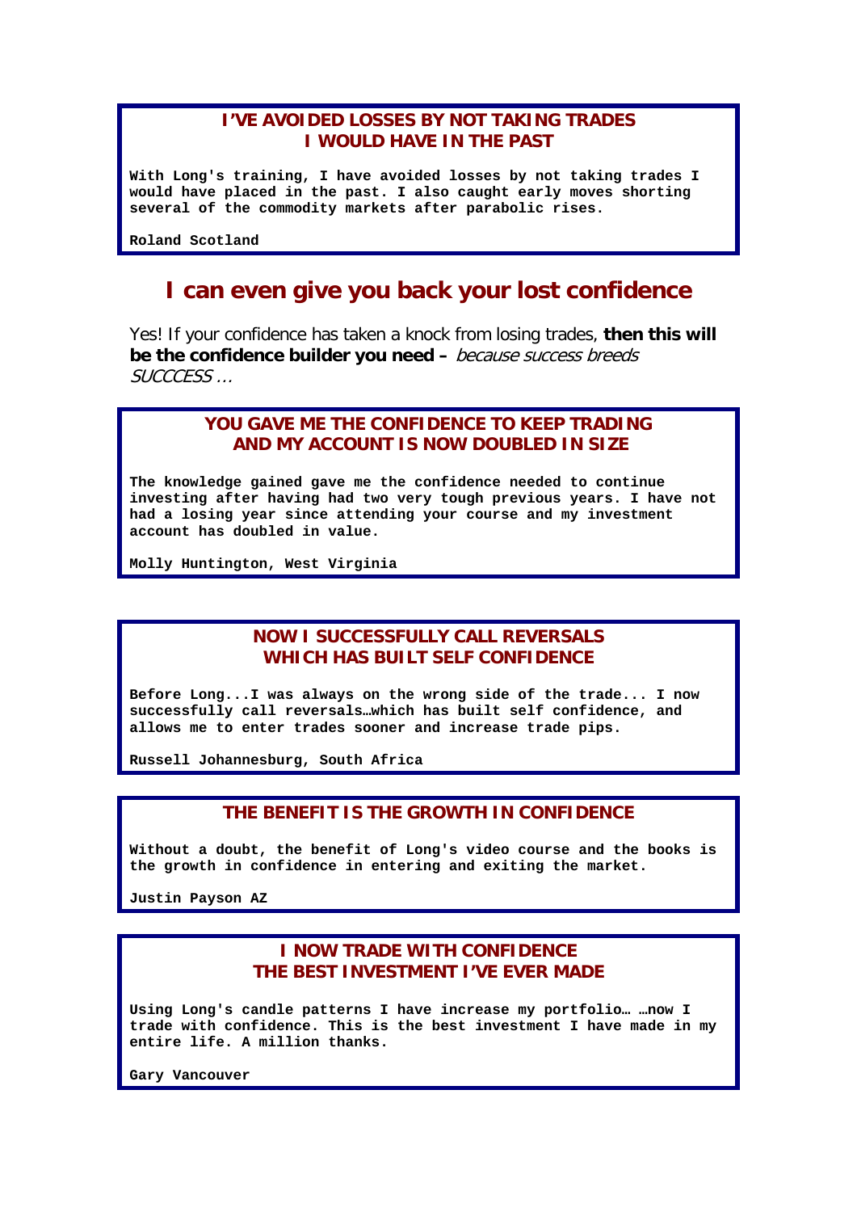**I'VE AVOIDED LOSSES BY NOT TAKING TRADES I WOULD HAVE IN THE PAST**

**With Long's training, I have avoided losses by not taking trades I would have placed in the past. I also caught early moves shorting several of the commodity markets after parabolic rises.**

**Roland Scotland**

## I can even give you back your lost confidence

Yes! If your confidence has taken a knock from losing trades, **then this will be the confidence builder you need –** *because success breeds SUCCCESS …*

**YOU GAVE ME THE CONFIDENCE TO KEEP TRADING AND MY ACCOUNT IS NOW DOUBLED IN SIZE**

**The knowledge gained gave me the confidence needed to continue investing after having had two very tough previous years. I have not had a losing year since attending your course and my investment account has doubled in value.**

**Molly Huntington, West Virginia**

**NOW I SUCCESSFULLY CALL REVERSALS WHICH HAS BUILT SELF CONFIDENCE**

**Before Long...I was always on the wrong side of the trade... I now successfully call reversals…which has built self confidence, and allows me to enter trades sooner and increase trade pips.**

**Russell Johannesburg, South Africa**

**THE BENEFIT IS THE GROWTH IN CONFIDENCE**

**Without a doubt, the benefit of Long's video course and the books is the growth in confidence in entering and exiting the market.**

**Justin Payson AZ**

**I NOW TRADE WITH CONFIDENCE THE BEST INVESTMENT I'VE EVER MADE**

**Using Long's candle patterns I have increase my portfolio… …now I trade with confidence. This is the best investment I have made in my entire life. A million thanks.**

**Gary Vancouver**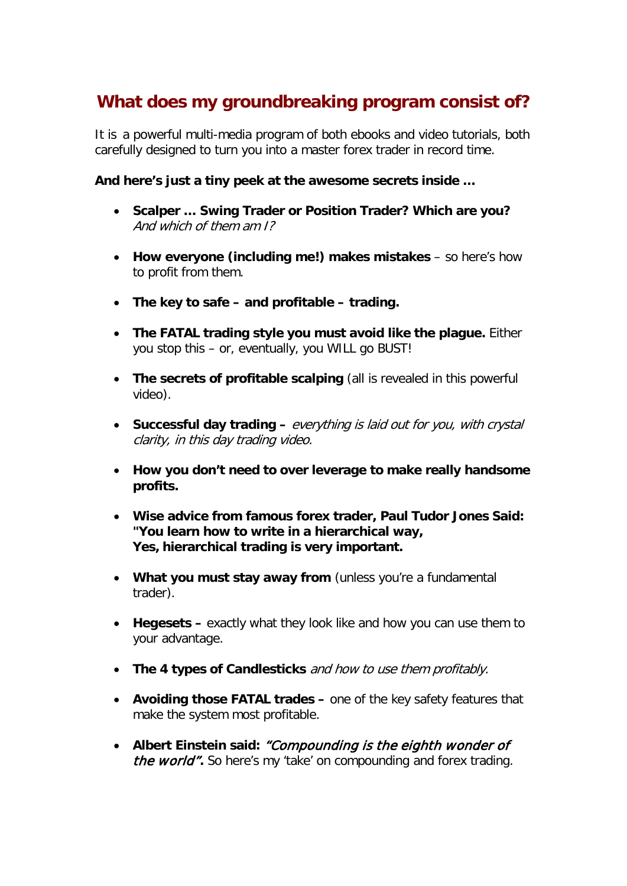## What does my groundbreaking program consist of?

It is a powerful multi-media program of both ebooks and video tutorials, both carefully designed to turn you into a master forex trader in record time.

**And here's just a tiny peek at the awesome secrets inside …**

- **Scalper … Swing Trader or Position Trader? Which are you?** *And which of them am I?*

- **How everyone (including me!) makes mistakes** – so here's how to profit from them.

- **The key to safe – and profitable – trading.**

- **The FATAL trading style you must avoid like the plague.** Either you stop this – or, eventually, you WILL go BUST!

- **The secrets of profitable scalping** (all is revealed in this powerful video).

- **Successful day trading –** *everything is laid out for you, with crystal clarity, in this day trading video.*

- **How you don't need to over leverage to make really handsome profits.**

- **Wise advice from famous forex trader, Paul Tudor Jones Said: "You learn how to write in a hierarchical way, Yes, hierarchical trading is very important.**

- **What you must stay away from** (unless you're a fundamental trader).

- **Hegesets –** exactly what they look like and how you can use them to your advantage.

- **The 4 types of Candlesticks** *and how to use them profitably.*

- **Avoiding those FATAL trades –** one of the key safety features that make the system most profitable.

- **Albert Einstein said:** ***"Compounding is the eighth wonder of the world".*** So here's my 'take' on compounding and forex trading.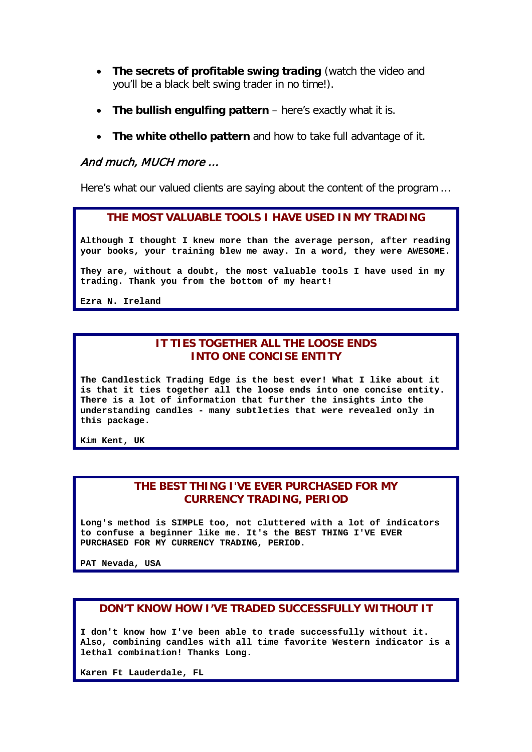- **The secrets of profitable swing trading** (watch the video and you'll be a black belt swing trader in no time!).
- **The bullish engulfing pattern** – here's exactly what it is.
- **The white othello pattern** and how to take full advantage of it.

*And much, MUCH more …*

Here's what our valued clients are saying about the content of the program …

### THE MOST VALUABLE TOOLS I HAVE USED IN MY TRADING

**Although I thought I knew more than the average person, after reading your books, your training blew me away. In a word, they were AWESOME.**

**They are, without a doubt, the most valuable tools I have used in my trading. Thank you from the bottom of my heart!**

**Ezra N. Ireland**

### IT TIES TOGETHER ALL THE LOOSE ENDS INTO ONE CONCISE ENTITY

**The Candlestick Trading Edge is the best ever! What I like about it is that it ties together all the loose ends into one concise entity. There is a lot of information that further the insights into the understanding candles - many subtleties that were revealed only in this package.**

**Kim Kent, UK**

### THE BEST THING I'VE EVER PURCHASED FOR MY CURRENCY TRADING, PERIOD

**Long's method is SIMPLE too, not cluttered with a lot of indicators to confuse a beginner like me. It's the BEST THING I'VE EVER PURCHASED FOR MY CURRENCY TRADING, PERIOD.**

**PAT Nevada, USA**

### DON'T KNOW HOW I'VE TRADED SUCCESSFULLY WITHOUT IT

**I don't know how I've been able to trade successfully without it. Also, combining candles with all time favorite Western indicator is a lethal combination! Thanks Long.**

**Karen Ft Lauderdale, FL**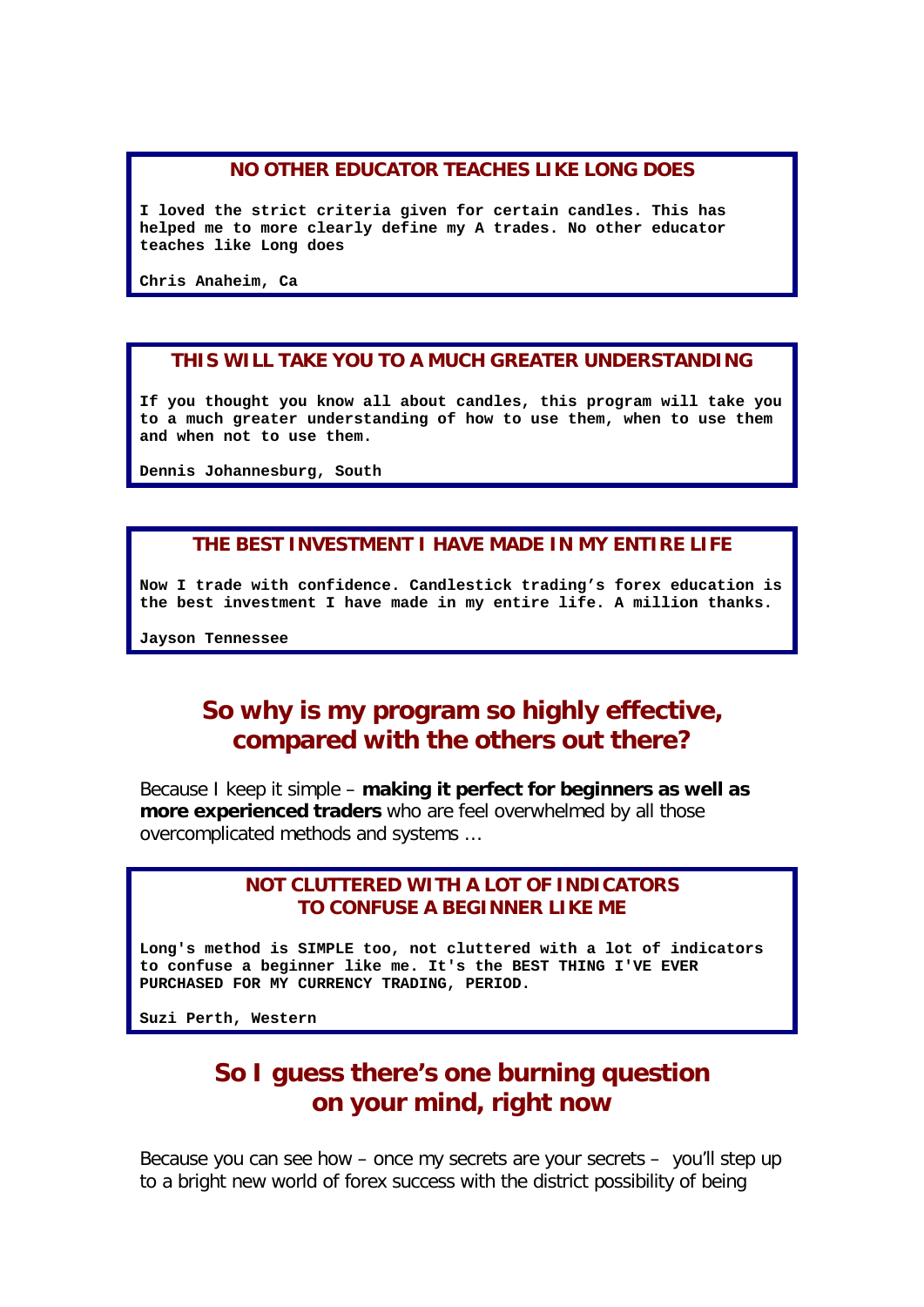**NO OTHER EDUCATOR TEACHES LIKE LONG DOES**

I loved the strict criteria given for certain candles. This has helped me to more clearly define my A trades. No other educator teaches like Long does

**Chris Anaheim, Ca**

---

**THIS WILL TAKE YOU TO A MUCH GREATER UNDERSTANDING**

If you thought you know all about candles, this program will take you to a much greater understanding of how to use them, when to use them and when not to use them.

**Dennis Johannesburg, South**

---

**THE BEST INVESTMENT I HAVE MADE IN MY ENTIRE LIFE**

Now I trade with confidence. Candlestick trading's forex education is the best investment I have made in my entire life. A million thanks.

**Jayson Tennessee**

---

## So why is my program so highly effective, compared with the others out there?

Because I keep it simple – **making it perfect for beginners as well as more experienced traders** who are feel overwhelmed by all those overcomplicated methods and systems …

**NOT CLUTTERED WITH A LOT OF INDICATORS TO CONFUSE A BEGINNER LIKE ME**

Long's method is SIMPLE too, not cluttered with a lot of indicators to confuse a beginner like me. It's the BEST THING I'VE EVER PURCHASED FOR MY CURRENCY TRADING, PERIOD.

**Suzi Perth, Western**

---

## So I guess there's one burning question on your mind, right now

Because you can see how – once my secrets are your secrets – you'll step up to a bright new world of forex success with the district possibility of being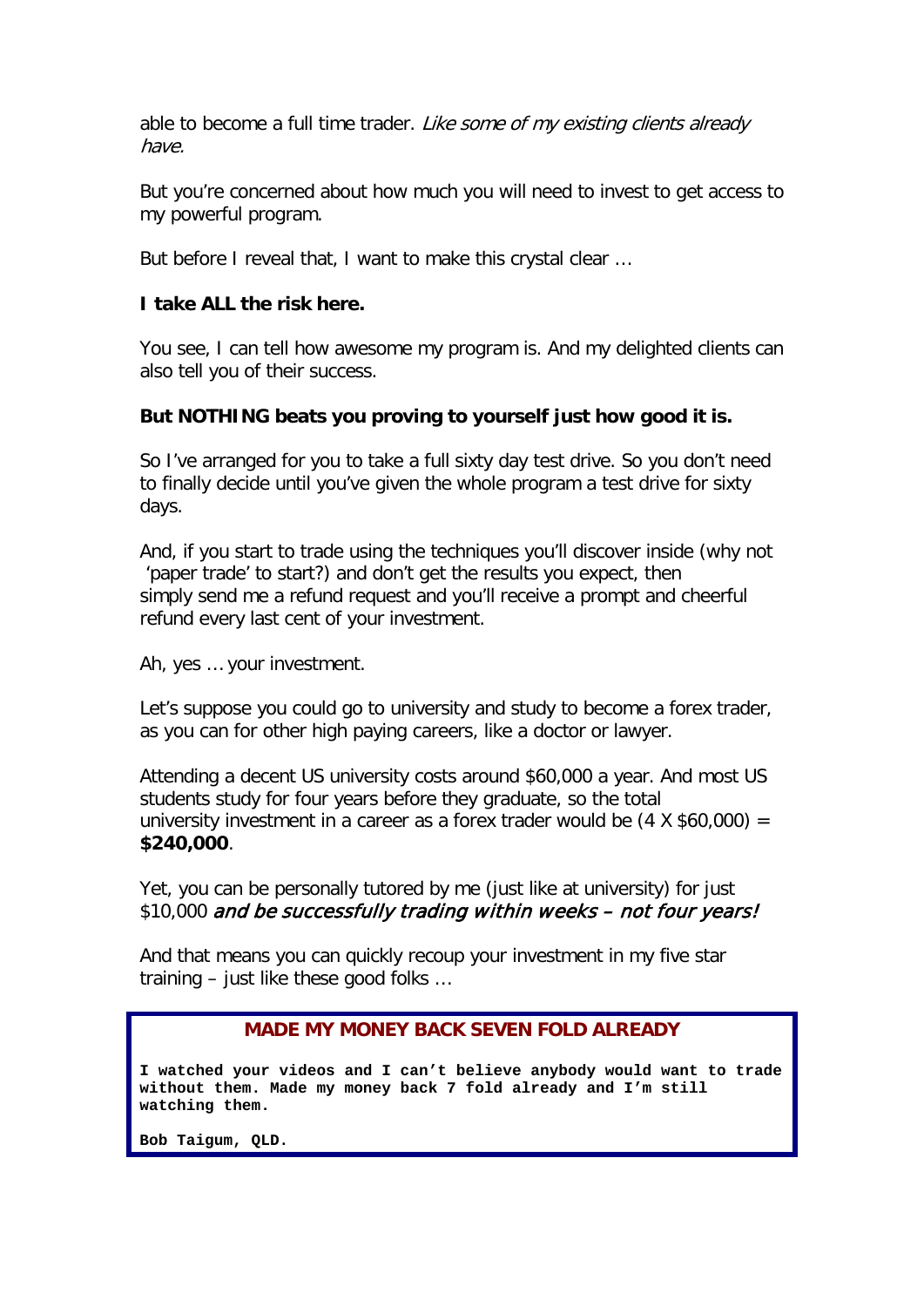able to become a full time trader. *Like some of my existing clients already have.*

But you're concerned about how much you will need to invest to get access to my powerful program.

But before I reveal that, I want to make this crystal clear …

**I take ALL the risk here.**

You see, I can tell how awesome my program is. And my delighted clients can also tell you of their success.

**But NOTHING beats you proving to yourself just how good it is.**

So I've arranged for you to take a full sixty day test drive. So you don't need to finally decide until you've given the whole program a test drive for sixty days.

And, if you start to trade using the techniques you'll discover inside (why not 'paper trade' to start?) and don't get the results you expect, then simply send me a refund request and you'll receive a prompt and cheerful refund every last cent of your investment.

Ah, yes … your investment.

Let's suppose you could go to university and study to become a forex trader, as you can for other high paying careers, like a doctor or lawyer.

Attending a decent US university costs around $60,000 a year. And most US students study for four years before they graduate, so the total university investment in a career as a forex trader would be (4 X $60,000) = **$240,000**.

Yet, you can be personally tutored by me (just like at university) for just $10,000 ***and be successfully trading within weeks – not four years!***

And that means you can quickly recoup your investment in my five star training – just like these good folks …

**MADE MY MONEY BACK SEVEN FOLD ALREADY**

**I watched your videos and I can't believe anybody would want to trade without them. Made my money back 7 fold already and I'm still watching them.**

**Bob Taigum, QLD.**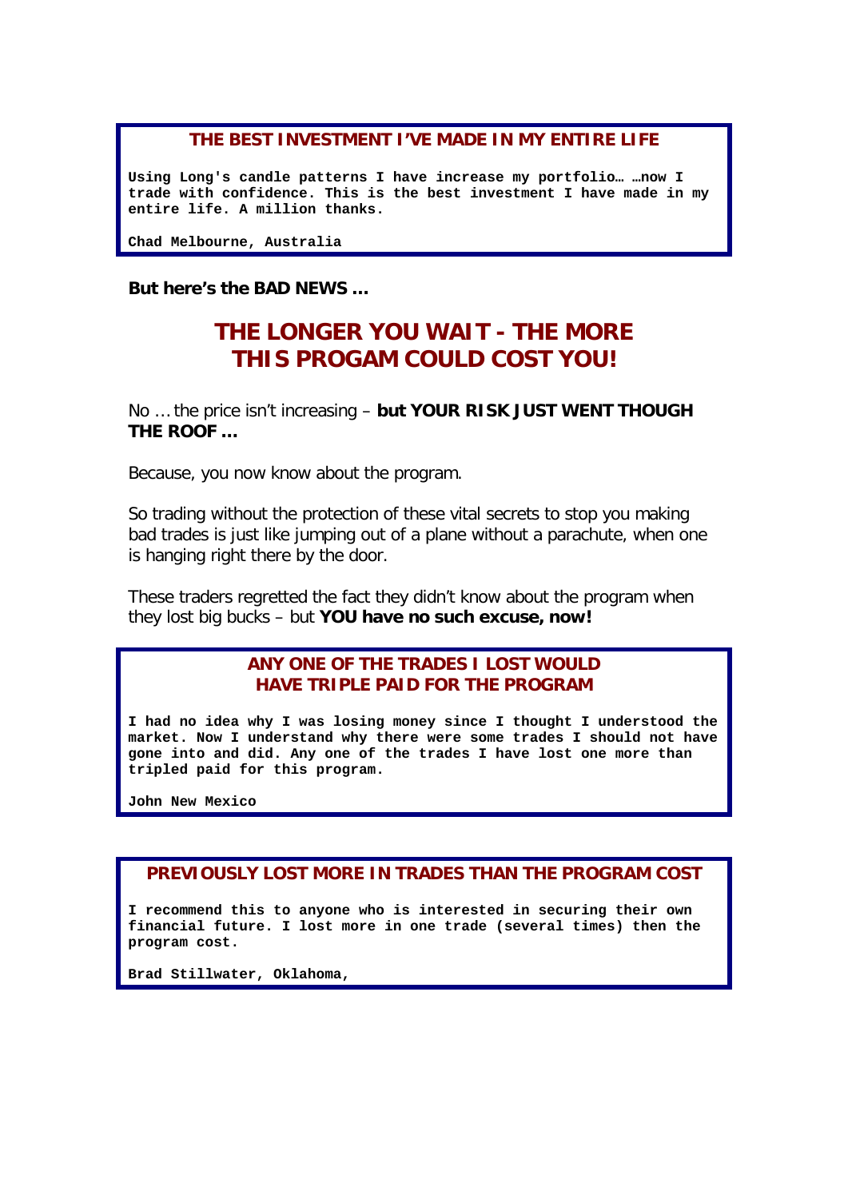**THE BEST INVESTMENT I'VE MADE IN MY ENTIRE LIFE**

Using Long's candle patterns I have increase my portfolio… …now I trade with confidence. This is the best investment I have made in my entire life. A million thanks.

Chad Melbourne, Australia

**But here's the BAD NEWS …**

## THE LONGER YOU WAIT - THE MORE THIS PROGAM COULD COST YOU!

No … the price isn't increasing – **but YOUR RISK JUST WENT THOUGH THE ROOF …**

Because, you now know about the program.

So trading without the protection of these vital secrets to stop you making bad trades is just like jumping out of a plane without a parachute, when one is hanging right there by the door.

These traders regretted the fact they didn't know about the program when they lost big bucks – but **YOU have no such excuse, now!**

**ANY ONE OF THE TRADES I LOST WOULD HAVE TRIPLE PAID FOR THE PROGRAM**

I had no idea why I was losing money since I thought I understood the market. Now I understand why there were some trades I should not have gone into and did. Any one of the trades I have lost one more than tripled paid for this program.

John New Mexico

**PREVIOUSLY LOST MORE IN TRADES THAN THE PROGRAM COST**

I recommend this to anyone who is interested in securing their own financial future. I lost more in one trade (several times) then the program cost.

Brad Stillwater, Oklahoma,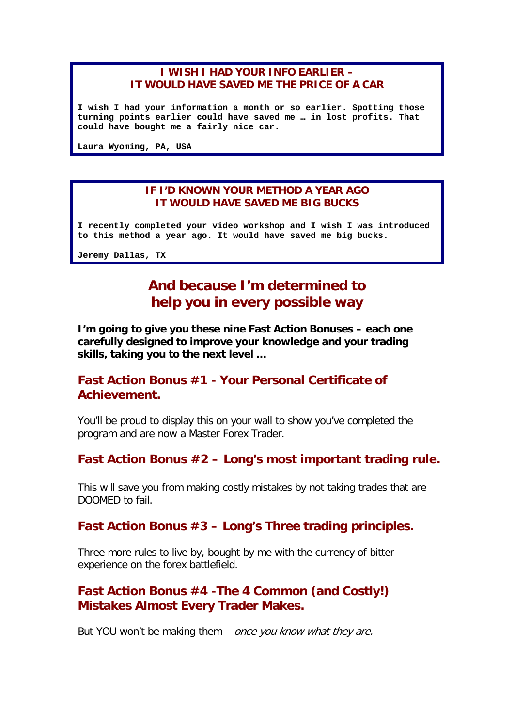**I WISH I HAD YOUR INFO EARLIER –**
**IT WOULD HAVE SAVED ME THE PRICE OF A CAR**

**I wish I had your information a month or so earlier. Spotting those turning points earlier could have saved me … in lost profits. That could have bought me a fairly nice car.**

**Laura Wyoming, PA, USA**

---

**IF I'D KNOWN YOUR METHOD A YEAR AGO**
**IT WOULD HAVE SAVED ME BIG BUCKS**

**I recently completed your video workshop and I wish I was introduced to this method a year ago. It would have saved me big bucks.**

**Jeremy Dallas, TX**

---

## And because I'm determined to help you in every possible way

**I'm going to give you these nine Fast Action Bonuses – each one carefully designed to improve your knowledge and your trading skills, taking you to the next level …**

### Fast Action Bonus #1 - Your Personal Certificate of Achievement.

You'll be proud to display this on your wall to show you've completed the program and are now a Master Forex Trader.

### Fast Action Bonus #2 – Long's most important trading rule.

This will save you from making costly mistakes by not taking trades that are DOOMED to fail.

### Fast Action Bonus #3 – Long's Three trading principles.

Three more rules to live by, bought by me with the currency of bitter experience on the forex battlefield.

### Fast Action Bonus #4 -The 4 Common (and Costly!) Mistakes Almost Every Trader Makes.

But YOU won't be making them – *once you know what they are.*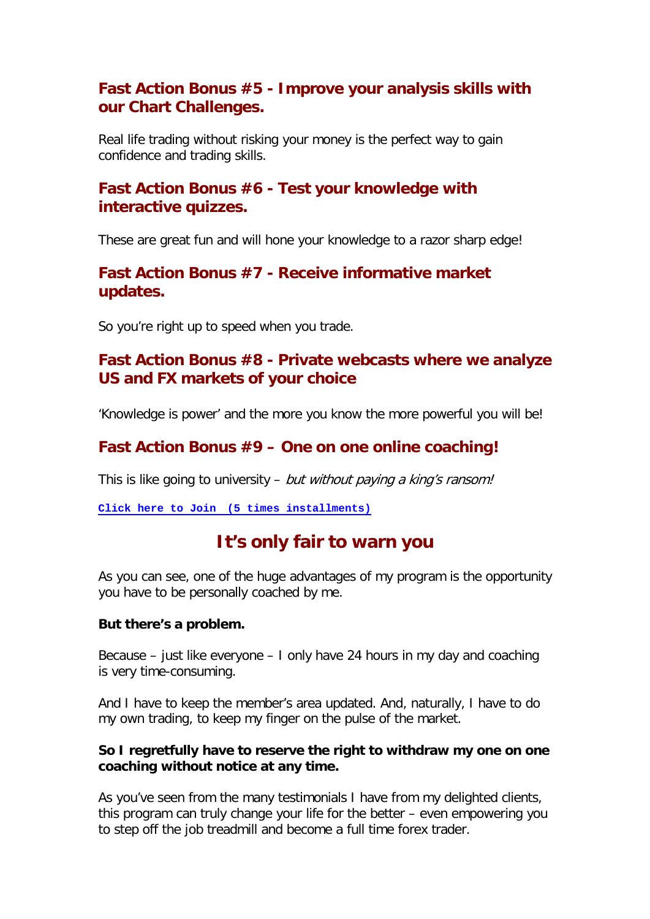### Fast Action Bonus #5 - Improve your analysis skills with our Chart Challenges.

Real life trading without risking your money is the perfect way to gain confidence and trading skills.

### Fast Action Bonus #6 - Test your knowledge with interactive quizzes.

These are great fun and will hone your knowledge to a razor sharp edge!

### Fast Action Bonus #7 - Receive informative market updates.

So you're right up to speed when you trade.

### Fast Action Bonus #8 - Private webcasts where we analyze US and FX markets of your choice

'Knowledge is power' and the more you know the more powerful you will be!

### Fast Action Bonus #9 – One on one online coaching!

This is like going to university – *but without paying a king's ransom!*

**Click here to Join (5 times installments)**

## It's only fair to warn you

As you can see, one of the huge advantages of my program is the opportunity you have to be personally coached by me.

**But there's a problem.**

Because – just like everyone – I only have 24 hours in my day and coaching is very time-consuming.

And I have to keep the member's area updated. And, naturally, I have to do my own trading, to keep my finger on the pulse of the market.

**So I regretfully have to reserve the right to withdraw my one on one coaching without notice at any time.**

As you've seen from the many testimonials I have from my delighted clients, this program can truly change your life for the better – even empowering you to step off the job treadmill and become a full time forex trader.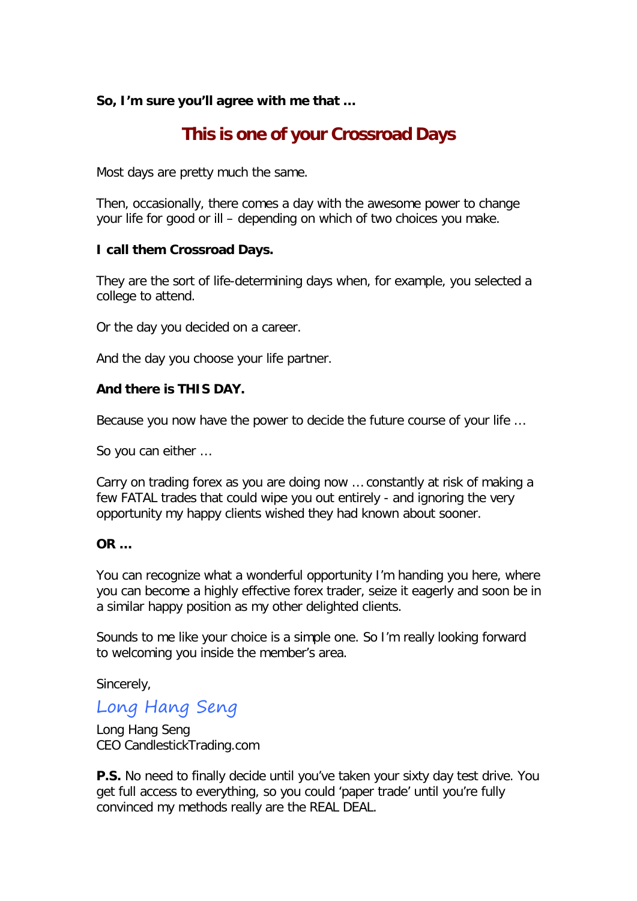**So, I'm sure you'll agree with me that …**

## This is one of your Crossroad Days

Most days are pretty much the same.

Then, occasionally, there comes a day with the awesome power to change your life for good or ill – depending on which of two choices you make.

**I call them Crossroad Days.**

They are the sort of life-determining days when, for example, you selected a college to attend.

Or the day you decided on a career.

And the day you choose your life partner.

**And there is THIS DAY.**

Because you now have the power to decide the future course of your life …

So you can either …

Carry on trading forex as you are doing now … constantly at risk of making a few FATAL trades that could wipe you out entirely - and ignoring the very opportunity my happy clients wished they had known about sooner.

**OR …**

You can recognize what a wonderful opportunity I'm handing you here, where you can become a highly effective forex trader, seize it eagerly and soon be in a similar happy position as my other delighted clients.

Sounds to me like your choice is a simple one. So I'm really looking forward to welcoming you inside the member's area.

Sincerely,

*Long Hang Seng*

Long Hang Seng
CEO CandlestickTrading.com

**P.S.** No need to finally decide until you've taken your sixty day test drive. You get full access to everything, so you could 'paper trade' until you're fully convinced my methods really are the REAL DEAL.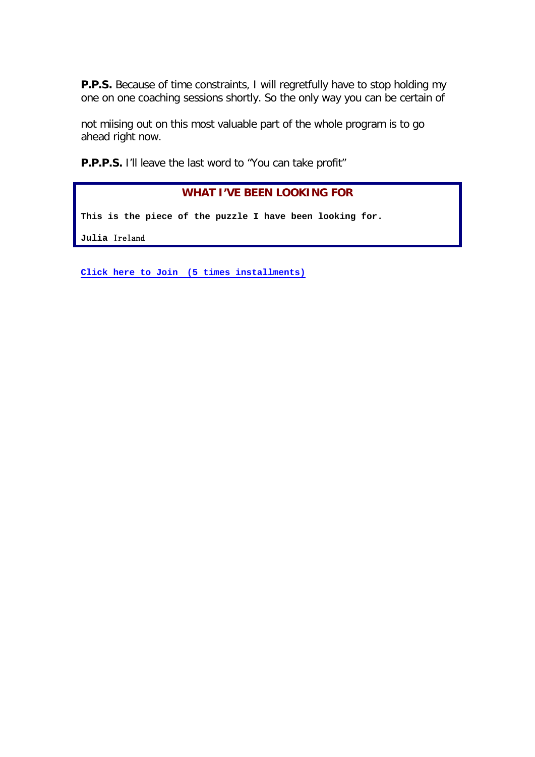**P.P.S.** Because of time constraints, I will regretfully have to stop holding my one on one coaching sessions shortly. So the only way you can be certain of

not miising out on this most valuable part of the whole program is to go ahead right now.

**P.P.P.S.** I'll leave the last word to "You can take profit"

**WHAT I'VE BEEN LOOKING FOR**

**This is the piece of the puzzle I have been looking for.**

**Julia** Ireland

**Click here to Join (5 times installments)**